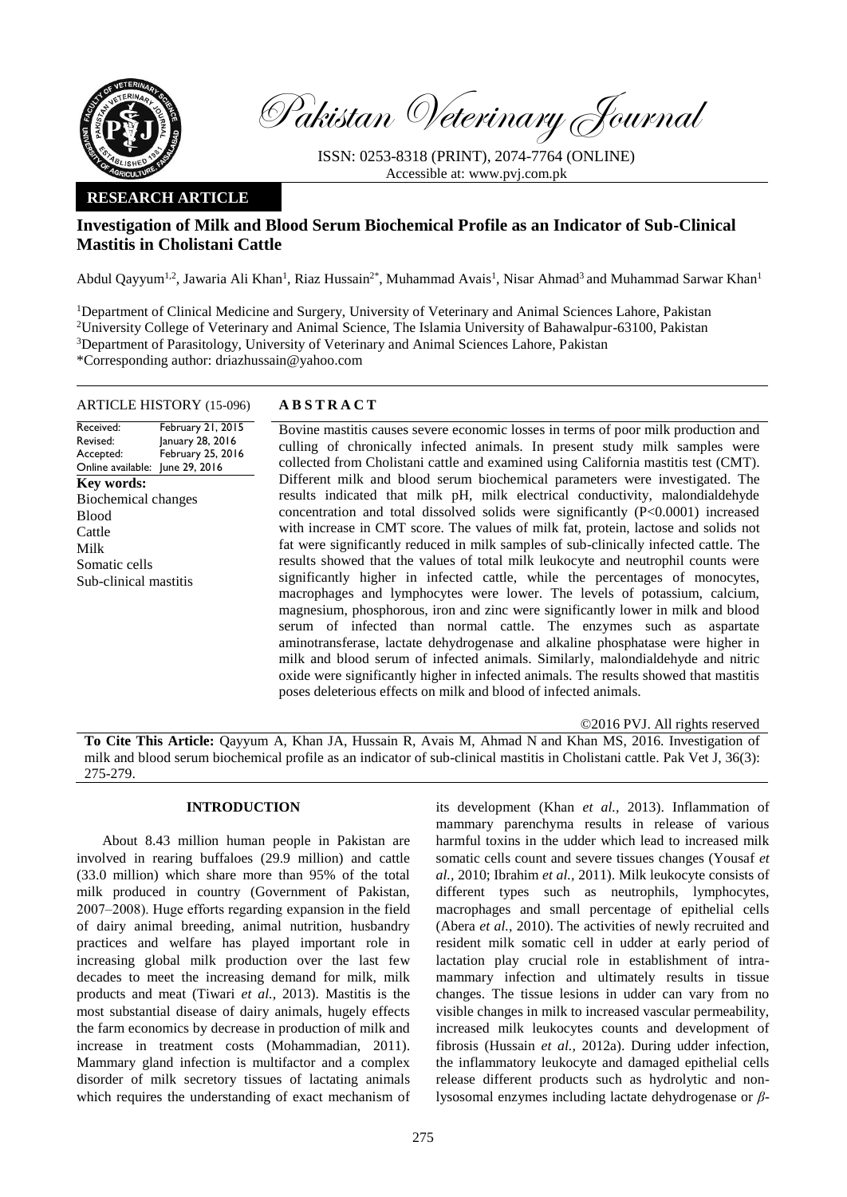Pakistan Veterinary Journal

ISSN: 0253-8318 (PRINT), 2074-7764 (ONLINE)
Accessible at: www.pvj.com.pk

**RESEARCH ARTICLE**

# Investigation of Milk and Blood Serum Biochemical Profile as an Indicator of Sub-Clinical Mastitis in Cholistani Cattle

Abdul Qayyum[1,2], Jawaria Ali Khan[1], Riaz Hussain[2*], Muhammad Avais[1], Nisar Ahmad[3] and Muhammad Sarwar Khan[1]

[1]Department of Clinical Medicine and Surgery, University of Veterinary and Animal Sciences Lahore, Pakistan
[2]University College of Veterinary and Animal Science, The Islamia University of Bahawalpur-63100, Pakistan
[3]Department of Parasitology, University of Veterinary and Animal Sciences Lahore, Pakistan
*Corresponding author: driazhussain@yahoo.com

**ARTICLE HISTORY** (15-096)

Received: February 21, 2015
Revised: January 28, 2016
Accepted: February 25, 2016
Online available: June 29, 2016

**Key words:**
Biochemical changes
Blood
Cattle
Milk
Somatic cells
Sub-clinical mastitis

**ABSTRACT**

Bovine mastitis causes severe economic losses in terms of poor milk production and culling of chronically infected animals. In present study milk samples were collected from Cholistani cattle and examined using California mastitis test (CMT). Different milk and blood serum biochemical parameters were investigated. The results indicated that milk pH, milk electrical conductivity, malondialdehyde concentration and total dissolved solids were significantly (P<0.0001) increased with increase in CMT score. The values of milk fat, protein, lactose and solids not fat were significantly reduced in milk samples of sub-clinically infected cattle. The results showed that the values of total milk leukocyte and neutrophil counts were significantly higher in infected cattle, while the percentages of monocytes, macrophages and lymphocytes were lower. The levels of potassium, calcium, magnesium, phosphorous, iron and zinc were significantly lower in milk and blood serum of infected than normal cattle. The enzymes such as aspartate aminotransferase, lactate dehydrogenase and alkaline phosphatase were higher in milk and blood serum of infected animals. Similarly, malondialdehyde and nitric oxide were significantly higher in infected animals. The results showed that mastitis poses deleterious effects on milk and blood of infected animals.

©2016 PVJ. All rights reserved

**To Cite This Article:** Qayyum A, Khan JA, Hussain R, Avais M, Ahmad N and Khan MS, 2016. Investigation of milk and blood serum biochemical profile as an indicator of sub-clinical mastitis in Cholistani cattle. Pak Vet J, 36(3): 275-279.

## INTRODUCTION

About 8.43 million human people in Pakistan are involved in rearing buffaloes (29.9 million) and cattle (33.0 million) which share more than 95% of the total milk produced in country (Government of Pakistan, 2007–2008). Huge efforts regarding expansion in the field of dairy animal breeding, animal nutrition, husbandry practices and welfare has played important role in increasing global milk production over the last few decades to meet the increasing demand for milk, milk products and meat (Tiwari *et al.,* 2013). Mastitis is the most substantial disease of dairy animals, hugely effects the farm economics by decrease in production of milk and increase in treatment costs (Mohammadian, 2011). Mammary gland infection is multifactor and a complex disorder of milk secretory tissues of lactating animals which requires the understanding of exact mechanism of its development (Khan *et al.,* 2013). Inflammation of mammary parenchyma results in release of various harmful toxins in the udder which lead to increased milk somatic cells count and severe tissues changes (Yousaf *et al.,* 2010; Ibrahim *et al.,* 2011). Milk leukocyte consists of different types such as neutrophils, lymphocytes, macrophages and small percentage of epithelial cells (Abera *et al.,* 2010). The activities of newly recruited and resident milk somatic cell in udder at early period of lactation play crucial role in establishment of intra-mammary infection and ultimately results in tissue changes. The tissue lesions in udder can vary from no visible changes in milk to increased vascular permeability, increased milk leukocytes counts and development of fibrosis (Hussain *et al.,* 2012a). During udder infection, the inflammatory leukocyte and damaged epithelial cells release different products such as hydrolytic and non-lysosomal enzymes including lactate dehydrogenase or *β*-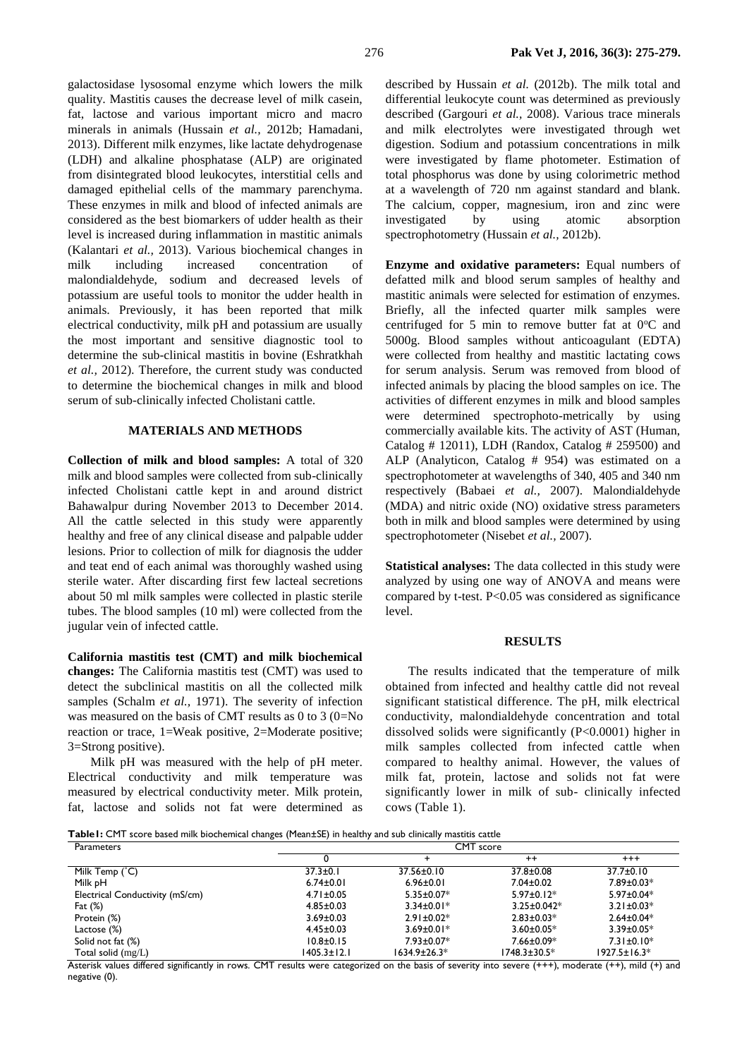galactosidase lysosomal enzyme which lowers the milk quality. Mastitis causes the decrease level of milk casein, fat, lactose and various important micro and macro minerals in animals (Hussain *et al.,* 2012b; Hamadani, 2013). Different milk enzymes, like lactate dehydrogenase (LDH) and alkaline phosphatase (ALP) are originated from disintegrated blood leukocytes, interstitial cells and damaged epithelial cells of the mammary parenchyma. These enzymes in milk and blood of infected animals are considered as the best biomarkers of udder health as their level is increased during inflammation in mastitic animals (Kalantari *et al.,* 2013). Various biochemical changes in milk including increased concentration of malondialdehyde, sodium and decreased levels of potassium are useful tools to monitor the udder health in animals. Previously, it has been reported that milk electrical conductivity, milk pH and potassium are usually the most important and sensitive diagnostic tool to determine the sub-clinical mastitis in bovine (Eshratkhah *et al.,* 2012). Therefore, the current study was conducted to determine the biochemical changes in milk and blood serum of sub-clinically infected Cholistani cattle.

## MATERIALS AND METHODS

**Collection of milk and blood samples:** A total of 320 milk and blood samples were collected from sub-clinically infected Cholistani cattle kept in and around district Bahawalpur during November 2013 to December 2014. All the cattle selected in this study were apparently healthy and free of any clinical disease and palpable udder lesions. Prior to collection of milk for diagnosis the udder and teat end of each animal was thoroughly washed using sterile water. After discarding first few lacteal secretions about 50 ml milk samples were collected in plastic sterile tubes. The blood samples (10 ml) were collected from the jugular vein of infected cattle.

**California mastitis test (CMT) and milk biochemical changes:** The California mastitis test (CMT) was used to detect the subclinical mastitis on all the collected milk samples (Schalm *et al.,* 1971). The severity of infection was measured on the basis of CMT results as 0 to 3 (0=No reaction or trace, 1=Weak positive, 2=Moderate positive; 3=Strong positive).

Milk pH was measured with the help of pH meter. Electrical conductivity and milk temperature was measured by electrical conductivity meter. Milk protein, fat, lactose and solids not fat were determined as described by Hussain *et al.* (2012b). The milk total and differential leukocyte count was determined as previously described (Gargouri *et al.,* 2008). Various trace minerals and milk electrolytes were investigated through wet digestion. Sodium and potassium concentrations in milk were investigated by flame photometer. Estimation of total phosphorus was done by using colorimetric method at a wavelength of 720 nm against standard and blank. The calcium, copper, magnesium, iron and zinc were investigated by using atomic absorption spectrophotometry (Hussain *et al.,* 2012b).

**Enzyme and oxidative parameters:** Equal numbers of defatted milk and blood serum samples of healthy and mastitic animals were selected for estimation of enzymes. Briefly, all the infected quarter milk samples were centrifuged for 5 min to remove butter fat at 0°C and 5000g. Blood samples without anticoagulant (EDTA) were collected from healthy and mastitic lactating cows for serum analysis. Serum was removed from blood of infected animals by placing the blood samples on ice. The activities of different enzymes in milk and blood samples were determined spectrophoto-metrically by using commercially available kits. The activity of AST (Human, Catalog # 12011), LDH (Randox, Catalog # 259500) and ALP (Analyticon, Catalog # 954) was estimated on a spectrophotometer at wavelengths of 340, 405 and 340 nm respectively (Babaei *et al.,* 2007). Malondialdehyde (MDA) and nitric oxide (NO) oxidative stress parameters both in milk and blood samples were determined by using spectrophotometer (Nisebet *et al.,* 2007).

**Statistical analyses:** The data collected in this study were analyzed by using one way of ANOVA and means were compared by t-test. P<0.05 was considered as significance level.

## RESULTS

The results indicated that the temperature of milk obtained from infected and healthy cattle did not reveal significant statistical difference. The pH, milk electrical conductivity, malondialdehyde concentration and total dissolved solids were significantly (P<0.0001) higher in milk samples collected from infected cattle when compared to healthy animal. However, the values of milk fat, protein, lactose and solids not fat were significantly lower in milk of sub- clinically infected cows (Table 1).

**Table1:** CMT score based milk biochemical changes (Mean±SE) in healthy and sub clinically mastitis cattle

| Parameters | CMT score | | | |
|---|---|---|---|---|
| | 0 | + | ++ | +++ |
| Milk Temp (°C) | 37.3±0.1 | 37.56±0.10 | 37.8±0.08 | 37.7±0.10 |
| Milk pH | 6.74±0.01 | 6.96±0.01 | 7.04±0.02 | 7.89±0.03* |
| Electrical Conductivity (mS/cm) | 4.71±0.05 | 5.35±0.07* | 5.97±0.12* | 5.97±0.04* |
| Fat (%) | 4.85±0.03 | 3.34±0.01* | 3.25±0.042* | 3.21±0.03* |
| Protein (%) | 3.69±0.03 | 2.91±0.02* | 2.83±0.03* | 2.64±0.04* |
| Lactose (%) | 4.45±0.03 | 3.69±0.01* | 3.60±0.05* | 3.39±0.05* |
| Solid not fat (%) | 10.8±0.15 | 7.93±0.07* | 7.66±0.09* | 7.31±0.10* |
| Total solid (mg/L) | 1405.3±12.1 | 1634.9±26.3* | 1748.3±30.5* | 1927.5±16.3* |

Asterisk values differed significantly in rows. CMT results were categorized on the basis of severity into severe (+++), moderate (++), mild (+) and negative (0).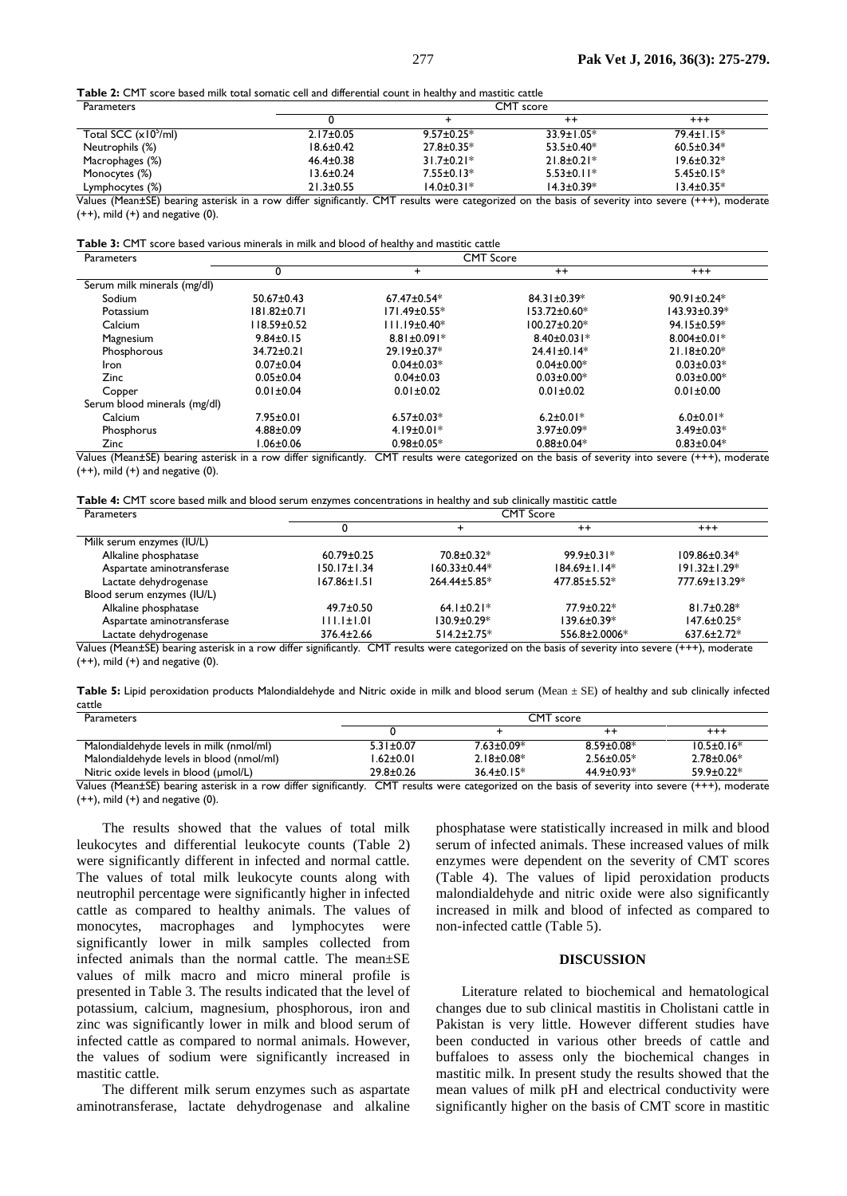**Table 2:** CMT score based milk total somatic cell and differential count in healthy and mastitic cattle

| Parameters | CMT score | | | |
|---|---|---|---|---|
| | 0 | + | ++ | +++ |
| Total SCC ($\times 10^5$/ml) | 2.17±0.05 | 9.57±0.25* | 33.9±1.05* | 79.4±1.15* |
| Neutrophils (%) | 18.6±0.42 | 27.8±0.35* | 53.5±0.40* | 60.5±0.34* |
| Macrophages (%) | 46.4±0.38 | 31.7±0.21* | 21.8±0.21* | 19.6±0.32* |
| Monocytes (%) | 13.6±0.24 | 7.55±0.13* | 5.53±0.11* | 5.45±0.15* |
| Lymphocytes (%) | 21.3±0.55 | 14.0±0.31* | 14.3±0.39* | 13.4±0.35* |

Values (Mean±SE) bearing asterisk in a row differ significantly. CMT results were categorized on the basis of severity into severe (+++), moderate (++), mild (+) and negative (0).

**Table 3:** CMT score based various minerals in milk and blood of healthy and mastitic cattle

| Parameters | CMT Score | | | |
|---|---|---|---|---|
| | 0 | + | ++ | +++ |
| Serum milk minerals (mg/dl) | | | | |
| Sodium | 50.67±0.43 | 67.47±0.54* | 84.31±0.39* | 90.91±0.24* |
| Potassium | 181.82±0.71 | 171.49±0.55* | 153.72±0.60* | 143.93±0.39* |
| Calcium | 118.59±0.52 | 111.19±0.40* | 100.27±0.20* | 94.15±0.59* |
| Magnesium | 9.84±0.15 | 8.81±0.091* | 8.40±0.031* | 8.004±0.01* |
| Phosphorous | 34.72±0.21 | 29.19±0.37* | 24.41±0.14* | 21.18±0.20* |
| Iron | 0.07±0.04 | 0.04±0.03* | 0.04±0.00* | 0.03±0.03* |
| Zinc | 0.05±0.04 | 0.04±0.03 | 0.03±0.00* | 0.03±0.00* |
| Copper | 0.01±0.04 | 0.01±0.02 | 0.01±0.02 | 0.01±0.00 |
| Serum blood minerals (mg/dl) | | | | |
| Calcium | 7.95±0.01 | 6.57±0.03* | 6.2±0.01* | 6.0±0.01* |
| Phosphorus | 4.88±0.09 | 4.19±0.01* | 3.97±0.09* | 3.49±0.03* |
| Zinc | 1.06±0.06 | 0.98±0.05* | 0.88±0.04* | 0.83±0.04* |

Values (Mean±SE) bearing asterisk in a row differ significantly. CMT results were categorized on the basis of severity into severe (+++), moderate (++), mild (+) and negative (0).

**Table 4:** CMT score based milk and blood serum enzymes concentrations in healthy and sub clinically mastitic cattle

| Parameters | CMT Score | | | |
|---|---|---|---|---|
| | 0 | + | ++ | +++ |
| Milk serum enzymes (IU/L) | | | | |
| Alkaline phosphatase | 60.79±0.25 | 70.8±0.32* | 99.9±0.31* | 109.86±0.34* |
| Aspartate aminotransferase | 150.17±1.34 | 160.33±0.44* | 184.69±1.14* | 191.32±1.29* |
| Lactate dehydrogenase | 167.86±1.51 | 264.44±5.85* | 477.85±5.52* | 777.69±13.29* |
| Blood serum enzymes (IU/L) | | | | |
| Alkaline phosphatase | 49.7±0.50 | 64.1±0.21* | 77.9±0.22* | 81.7±0.28* |
| Aspartate aminotransferase | 111.1±1.01 | 130.9±0.29* | 139.6±0.39* | 147.6±0.25* |
| Lactate dehydrogenase | 376.4±2.66 | 514.2±2.75* | 556.8±2.0006* | 637.6±2.72* |

Values (Mean±SE) bearing asterisk in a row differ significantly. CMT results were categorized on the basis of severity into severe (+++), moderate (++), mild (+) and negative (0).

**Table 5:** Lipid peroxidation products Malondialdehyde and Nitric oxide in milk and blood serum (Mean ± SE) of healthy and sub clinically infected cattle

| Parameters | CMT score | | | |
|---|---|---|---|---|
| | 0 | + | ++ | +++ |
| Malondialdehyde levels in milk (nmol/ml) | 5.31±0.07 | 7.63±0.09* | 8.59±0.08* | 10.5±0.16* |
| Malondialdehyde levels in blood (nmol/ml) | 1.62±0.01 | 2.18±0.08* | 2.56±0.05* | 2.78±0.06* |
| Nitric oxide levels in blood (µmol/L) | 29.8±0.26 | 36.4±0.15* | 44.9±0.93* | 59.9±0.22* |

Values (Mean±SE) bearing asterisk in a row differ significantly. CMT results were categorized on the basis of severity into severe (+++), moderate (++), mild (+) and negative (0).

The results showed that the values of total milk leukocytes and differential leukocyte counts (Table 2) were significantly different in infected and normal cattle. The values of total milk leukocyte counts along with neutrophil percentage were significantly higher in infected cattle as compared to healthy animals. The values of monocytes, macrophages and lymphocytes were significantly lower in milk samples collected from infected animals than the normal cattle. The mean±SE values of milk macro and micro mineral profile is presented in Table 3. The results indicated that the level of potassium, calcium, magnesium, phosphorous, iron and zinc was significantly lower in milk and blood serum of infected cattle as compared to normal animals. However, the values of sodium were significantly increased in mastitic cattle.

The different milk serum enzymes such as aspartate aminotransferase, lactate dehydrogenase and alkaline phosphatase were statistically increased in milk and blood serum of infected animals. These increased values of milk enzymes were dependent on the severity of CMT scores (Table 4). The values of lipid peroxidation products malondialdehyde and nitric oxide were also significantly increased in milk and blood of infected as compared to non-infected cattle (Table 5).

## DISCUSSION

Literature related to biochemical and hematological changes due to sub clinical mastitis in Cholistani cattle in Pakistan is very little. However different studies have been conducted in various other breeds of cattle and buffaloes to assess only the biochemical changes in mastitic milk. In present study the results showed that the mean values of milk pH and electrical conductivity were significantly higher on the basis of CMT score in mastitic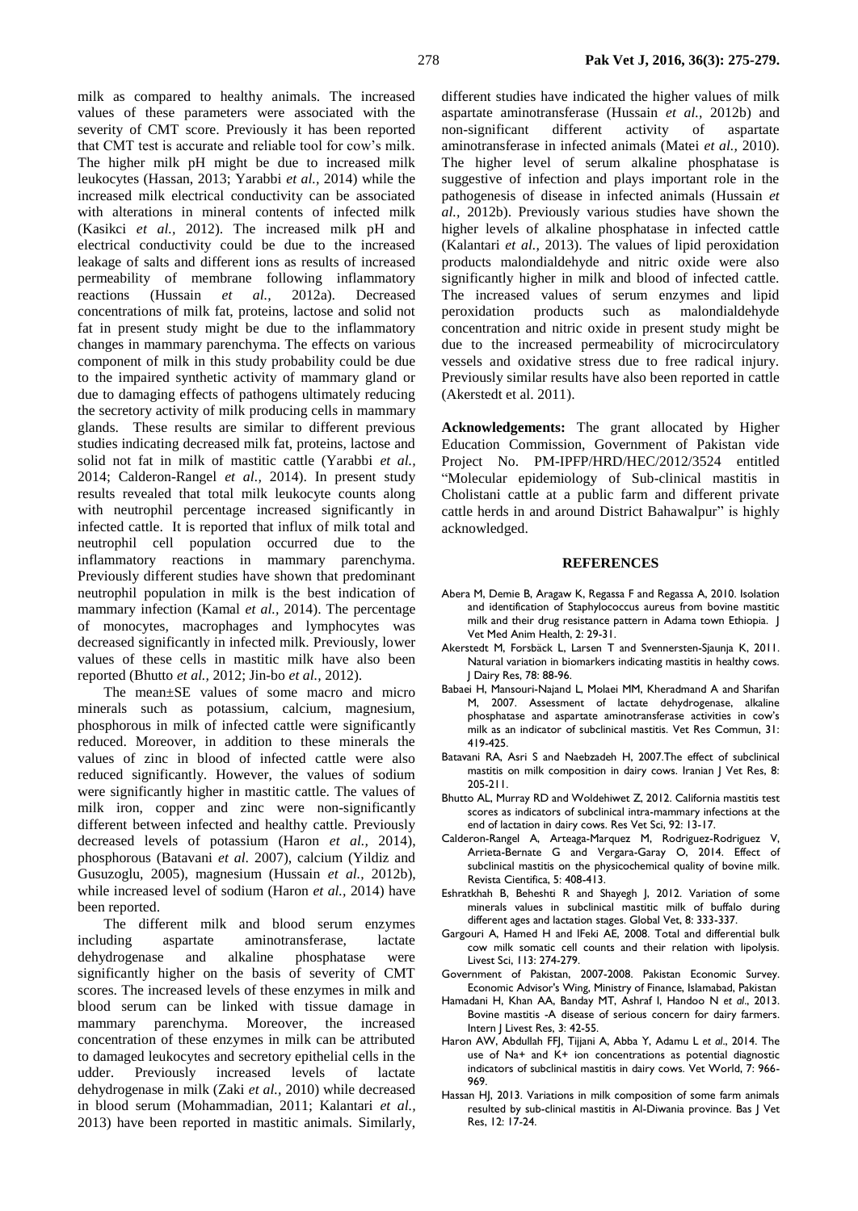milk as compared to healthy animals. The increased values of these parameters were associated with the severity of CMT score. Previously it has been reported that CMT test is accurate and reliable tool for cow's milk. The higher milk pH might be due to increased milk leukocytes (Hassan, 2013; Yarabbi *et al.,* 2014) while the increased milk electrical conductivity can be associated with alterations in mineral contents of infected milk (Kasikci *et al.,* 2012). The increased milk pH and electrical conductivity could be due to the increased leakage of salts and different ions as results of increased permeability of membrane following inflammatory reactions (Hussain *et al.,* 2012a). Decreased concentrations of milk fat, proteins, lactose and solid not fat in present study might be due to the inflammatory changes in mammary parenchyma. The effects on various component of milk in this study probability could be due to the impaired synthetic activity of mammary gland or due to damaging effects of pathogens ultimately reducing the secretory activity of milk producing cells in mammary glands. These results are similar to different previous studies indicating decreased milk fat, proteins, lactose and solid not fat in milk of mastitic cattle (Yarabbi *et al.,* 2014; Calderon-Rangel *et al.,* 2014). In present study results revealed that total milk leukocyte counts along with neutrophil percentage increased significantly in infected cattle. It is reported that influx of milk total and neutrophil cell population occurred due to the inflammatory reactions in mammary parenchyma. Previously different studies have shown that predominant neutrophil population in milk is the best indication of mammary infection (Kamal *et al.,* 2014). The percentage of monocytes, macrophages and lymphocytes was decreased significantly in infected milk. Previously, lower values of these cells in mastitic milk have also been reported (Bhutto *et al.,* 2012; Jin-bo *et al.,* 2012).

The mean±SE values of some macro and micro minerals such as potassium, calcium, magnesium, phosphorous in milk of infected cattle were significantly reduced. Moreover, in addition to these minerals the values of zinc in blood of infected cattle were also reduced significantly. However, the values of sodium were significantly higher in mastitic cattle. The values of milk iron, copper and zinc were non-significantly different between infected and healthy cattle. Previously decreased levels of potassium (Haron *et al.,* 2014), phosphorous (Batavani *et al.* 2007), calcium (Yildiz and Gusuzoglu, 2005), magnesium (Hussain *et al.,* 2012b), while increased level of sodium (Haron *et al.,* 2014) have been reported.

The different milk and blood serum enzymes including aspartate aminotransferase, lactate dehydrogenase and alkaline phosphatase were significantly higher on the basis of severity of CMT scores. The increased levels of these enzymes in milk and blood serum can be linked with tissue damage in mammary parenchyma. Moreover, the increased concentration of these enzymes in milk can be attributed to damaged leukocytes and secretory epithelial cells in the udder. Previously increased levels of lactate dehydrogenase in milk (Zaki *et al.,* 2010) while decreased in blood serum (Mohammadian, 2011; Kalantari *et al.,* 2013) have been reported in mastitic animals. Similarly, different studies have indicated the higher values of milk aspartate aminotransferase (Hussain *et al.,* 2012b) and non-significant different activity of aspartate aminotransferase in infected animals (Matei *et al.,* 2010). The higher level of serum alkaline phosphatase is suggestive of infection and plays important role in the pathogenesis of disease in infected animals (Hussain *et al.,* 2012b). Previously various studies have shown the higher levels of alkaline phosphatase in infected cattle (Kalantari *et al.,* 2013). The values of lipid peroxidation products malondialdehyde and nitric oxide were also significantly higher in milk and blood of infected cattle. The increased values of serum enzymes and lipid peroxidation products such as malondialdehyde concentration and nitric oxide in present study might be due to the increased permeability of microcirculatory vessels and oxidative stress due to free radical injury. Previously similar results have also been reported in cattle (Akerstedt et al. 2011).

**Acknowledgements:** The grant allocated by Higher Education Commission, Government of Pakistan vide Project No. PM-IPFP/HRD/HEC/2012/3524 entitled "Molecular epidemiology of Sub-clinical mastitis in Cholistani cattle at a public farm and different private cattle herds in and around District Bahawalpur" is highly acknowledged.

## REFERENCES

- Abera M, Demie B, Aragaw K, Regassa F and Regassa A, 2010. Isolation and identification of Staphylococcus aureus from bovine mastitic milk and their drug resistance pattern in Adama town Ethiopia. J Vet Med Anim Health, 2: 29-31.
- Akerstedt M, Forsbäck L, Larsen T and Svennersten-Sjaunja K, 2011. Natural variation in biomarkers indicating mastitis in healthy cows. J Dairy Res, 78: 88-96.
- Babaei H, Mansouri-Najand L, Molaei MM, Kheradmand A and Sharifan M, 2007. Assessment of lactate dehydrogenase, alkaline phosphatase and aspartate aminotransferase activities in cow's milk as an indicator of subclinical mastitis. Vet Res Commun, 31: 419-425.
- Batavani RA, Asri S and Naebzadeh H, 2007.The effect of subclinical mastitis on milk composition in dairy cows. Iranian J Vet Res, 8: 205-211.
- Bhutto AL, Murray RD and Woldehiwet Z, 2012. California mastitis test scores as indicators of subclinical intra-mammary infections at the end of lactation in dairy cows. Res Vet Sci, 92: 13-17.
- Calderon-Rangel A, Arteaga-Marquez M, Rodriguez-Rodriguez V, Arrieta-Bernate G and Vergara-Garay O, 2014. Effect of subclinical mastitis on the physicochemical quality of bovine milk. Revista Cientifica, 5: 408-413.
- Eshratkhah B, Beheshti R and Shayegh J, 2012. Variation of some minerals values in subclinical mastitic milk of buffalo during different ages and lactation stages. Global Vet, 8: 333-337.
- Gargouri A, Hamed H and IFeki AE, 2008. Total and differential bulk cow milk somatic cell counts and their relation with lipolysis. Livest Sci, 113: 274-279.
- Government of Pakistan, 2007-2008. Pakistan Economic Survey. Economic Advisor's Wing, Ministry of Finance, Islamabad, Pakistan
- Hamadani H, Khan AA, Banday MT, Ashraf I, Handoo N *et al*., 2013. Bovine mastitis -A disease of serious concern for dairy farmers. Intern J Livest Res, 3: 42-55.
- Haron AW, Abdullah FFJ, Tijjani A, Abba Y, Adamu L *et al*., 2014. The use of Na+ and K+ ion concentrations as potential diagnostic indicators of subclinical mastitis in dairy cows. Vet World, 7: 966-969.
- Hassan HJ, 2013. Variations in milk composition of some farm animals resulted by sub-clinical mastitis in Al-Diwania province. Bas J Vet Res, 12: 17-24.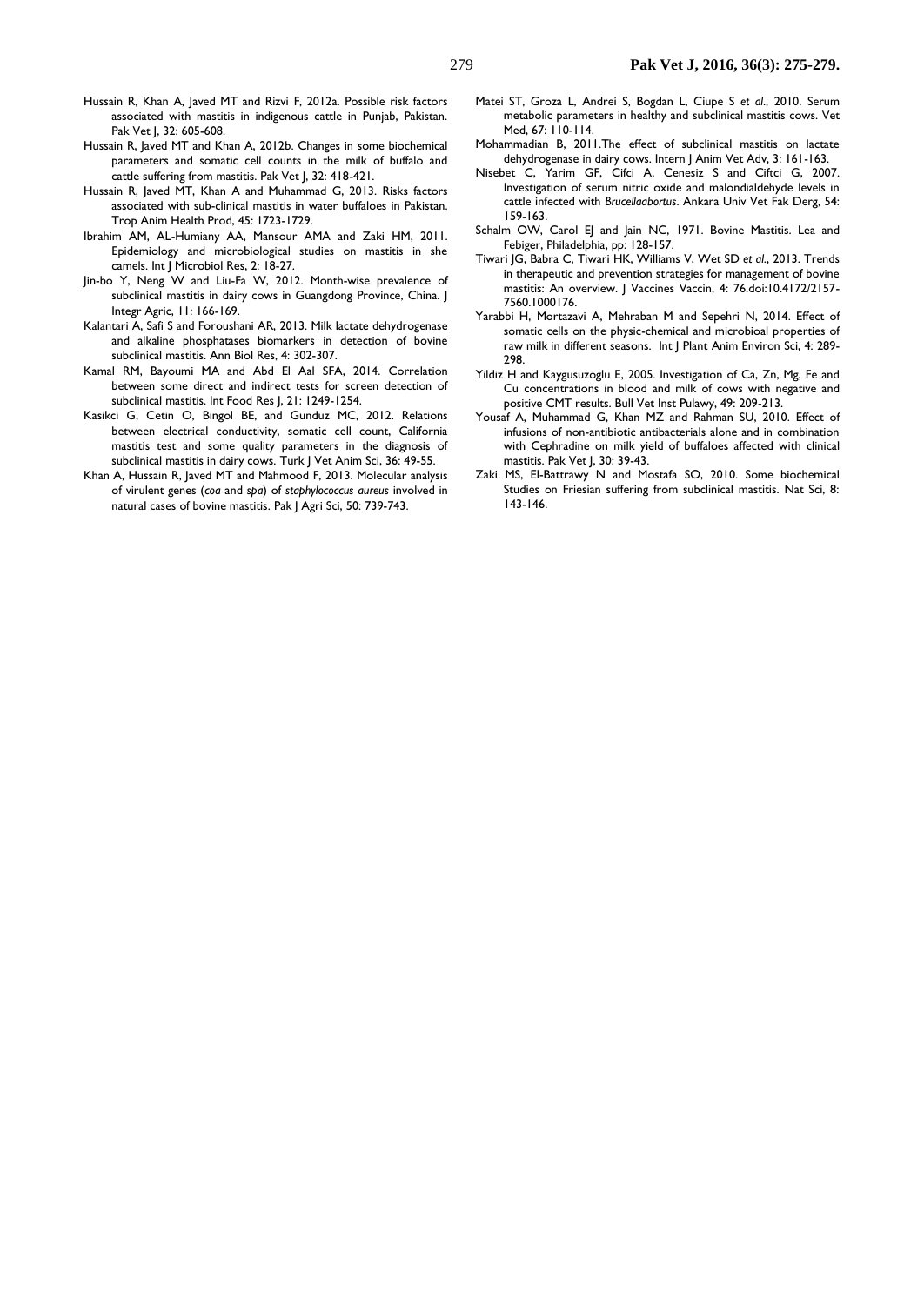Hussain R, Khan A, Javed MT and Rizvi F, 2012a. Possible risk factors associated with mastitis in indigenous cattle in Punjab, Pakistan. Pak Vet J, 32: 605-608.

Hussain R, Javed MT and Khan A, 2012b. Changes in some biochemical parameters and somatic cell counts in the milk of buffalo and cattle suffering from mastitis. Pak Vet J, 32: 418-421.

Hussain R, Javed MT, Khan A and Muhammad G, 2013. Risks factors associated with sub-clinical mastitis in water buffaloes in Pakistan. Trop Anim Health Prod, 45: 1723-1729.

Ibrahim AM, AL-Humiany AA, Mansour AMA and Zaki HM, 2011. Epidemiology and microbiological studies on mastitis in she camels. Int J Microbiol Res, 2: 18-27.

Jin-bo Y, Neng W and Liu-Fa W, 2012. Month-wise prevalence of subclinical mastitis in dairy cows in Guangdong Province, China. J Integr Agric, 11: 166-169.

Kalantari A, Safi S and Foroushani AR, 2013. Milk lactate dehydrogenase and alkaline phosphatases biomarkers in detection of bovine subclinical mastitis. Ann Biol Res, 4: 302-307.

Kamal RM, Bayoumi MA and Abd El Aal SFA, 2014. Correlation between some direct and indirect tests for screen detection of subclinical mastitis. Int Food Res J, 21: 1249-1254.

Kasikci G, Cetin O, Bingol BE, and Gunduz MC, 2012. Relations between electrical conductivity, somatic cell count, California mastitis test and some quality parameters in the diagnosis of subclinical mastitis in dairy cows. Turk J Vet Anim Sci, 36: 49-55.

Khan A, Hussain R, Javed MT and Mahmood F, 2013. Molecular analysis of virulent genes (*coa* and *spa*) of *staphylococcus aureus* involved in natural cases of bovine mastitis. Pak J Agri Sci, 50: 739-743.

Matei ST, Groza L, Andrei S, Bogdan L, Ciupe S *et al*., 2010. Serum metabolic parameters in healthy and subclinical mastitis cows. Vet Med, 67: 110-114.

Mohammadian B, 2011.The effect of subclinical mastitis on lactate dehydrogenase in dairy cows. Intern J Anim Vet Adv, 3: 161-163.

Nisebet C, Yarim GF, Cifci A, Cenesiz S and Ciftci G, 2007. Investigation of serum nitric oxide and malondialdehyde levels in cattle infected with *Brucellaabortus*. Ankara Univ Vet Fak Derg, 54: 159-163.

Schalm OW, Carol EJ and Jain NC, 1971. Bovine Mastitis. Lea and Febiger, Philadelphia, pp: 128-157.

Tiwari JG, Babra C, Tiwari HK, Williams V, Wet SD *et al*., 2013. Trends in therapeutic and prevention strategies for management of bovine mastitis: An overview. J Vaccines Vaccin, 4: 76.doi:10.4172/2157-7560.1000176.

Yarabbi H, Mortazavi A, Mehraban M and Sepehri N, 2014. Effect of somatic cells on the physic-chemical and microbioal properties of raw milk in different seasons. Int J Plant Anim Environ Sci, 4: 289-298.

Yildiz H and Kaygusuzoglu E, 2005. Investigation of Ca, Zn, Mg, Fe and Cu concentrations in blood and milk of cows with negative and positive CMT results. Bull Vet Inst Pulawy, 49: 209-213.

Yousaf A, Muhammad G, Khan MZ and Rahman SU, 2010. Effect of infusions of non-antibiotic antibacterials alone and in combination with Cephradine on milk yield of buffaloes affected with clinical mastitis. Pak Vet J, 30: 39-43.

Zaki MS, El-Battrawy N and Mostafa SO, 2010. Some biochemical Studies on Friesian suffering from subclinical mastitis. Nat Sci, 8: 143-146.